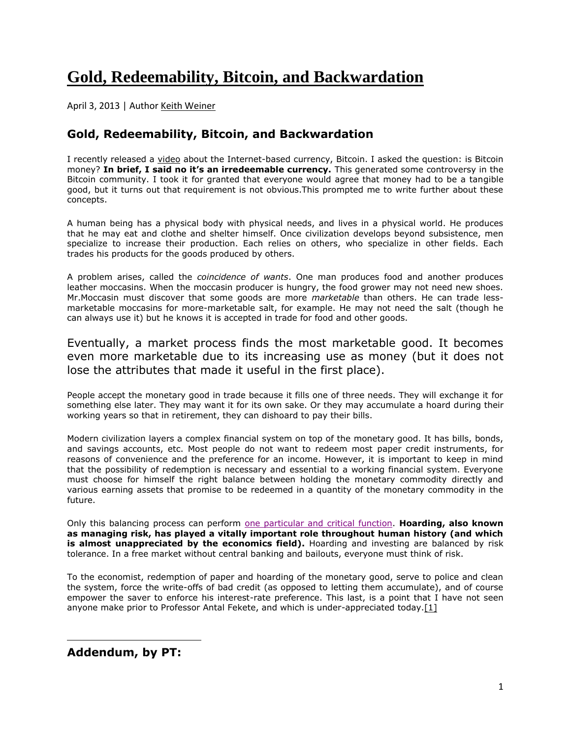# Gold, Redeemability, Bitcoin, and Backwardation

April 3, 2013 | Author Keith Weiner

## Gold, Redeemability, Bitcoin, and Backwardation

I recently released a video about the Internet-based currency, Bitcoin. I asked the question: is Bitcoin money? **In brief, I said no it's an irredeemable currency.** This generated some controversy in the Bitcoin community. I took it for granted that everyone would agree that money had to be a tangible good, but it turns out that requirement is not obvious.This prompted me to write further about these concepts.

A human being has a physical body with physical needs, and lives in a physical world. He produces that he may eat and clothe and shelter himself. Once civilization develops beyond subsistence, men specialize to increase their production. Each relies on others, who specialize in other fields. Each trades his products for the goods produced by others.

A problem arises, called the *coincidence of wants*. One man produces food and another produces leather moccasins. When the moccasin producer is hungry, the food grower may not need new shoes. Mr.Moccasin must discover that some goods are more *marketable* than others. He can trade less-marketable moccasins for more-marketable salt, for example. He may not need the salt (though he can always use it) but he knows it is accepted in trade for food and other goods.

Eventually, a market process finds the most marketable good. It becomes even more marketable due to its increasing use as money (but it does not lose the attributes that made it useful in the first place).

People accept the monetary good in trade because it fills one of three needs. They will exchange it for something else later. They may want it for its own sake. Or they may accumulate a hoard during their working years so that in retirement, they can dishoard to pay their bills.

Modern civilization layers a complex financial system on top of the monetary good. It has bills, bonds, and savings accounts, etc. Most people do not want to redeem most paper credit instruments, for reasons of convenience and the preference for an income. However, it is important to keep in mind that the possibility of redemption is necessary and essential to a working financial system. Everyone must choose for himself the right balance between holding the monetary commodity directly and various earning assets that promise to be redeemed in a quantity of the monetary commodity in the future.

Only this balancing process can perform one particular and critical function. **Hoarding, also known as managing risk, has played a vitally important role throughout human history (and which is almost unappreciated by the economics field).** Hoarding and investing are balanced by risk tolerance. In a free market without central banking and bailouts, everyone must think of risk.

To the economist, redemption of paper and hoarding of the monetary good, serve to police and clean the system, force the write-offs of bad credit (as opposed to letting them accumulate), and of course empower the saver to enforce his interest-rate preference. This last, is a point that I have not seen anyone make prior to Professor Antal Fekete, and which is under-appreciated today.[1]

---

**Addendum, by PT:**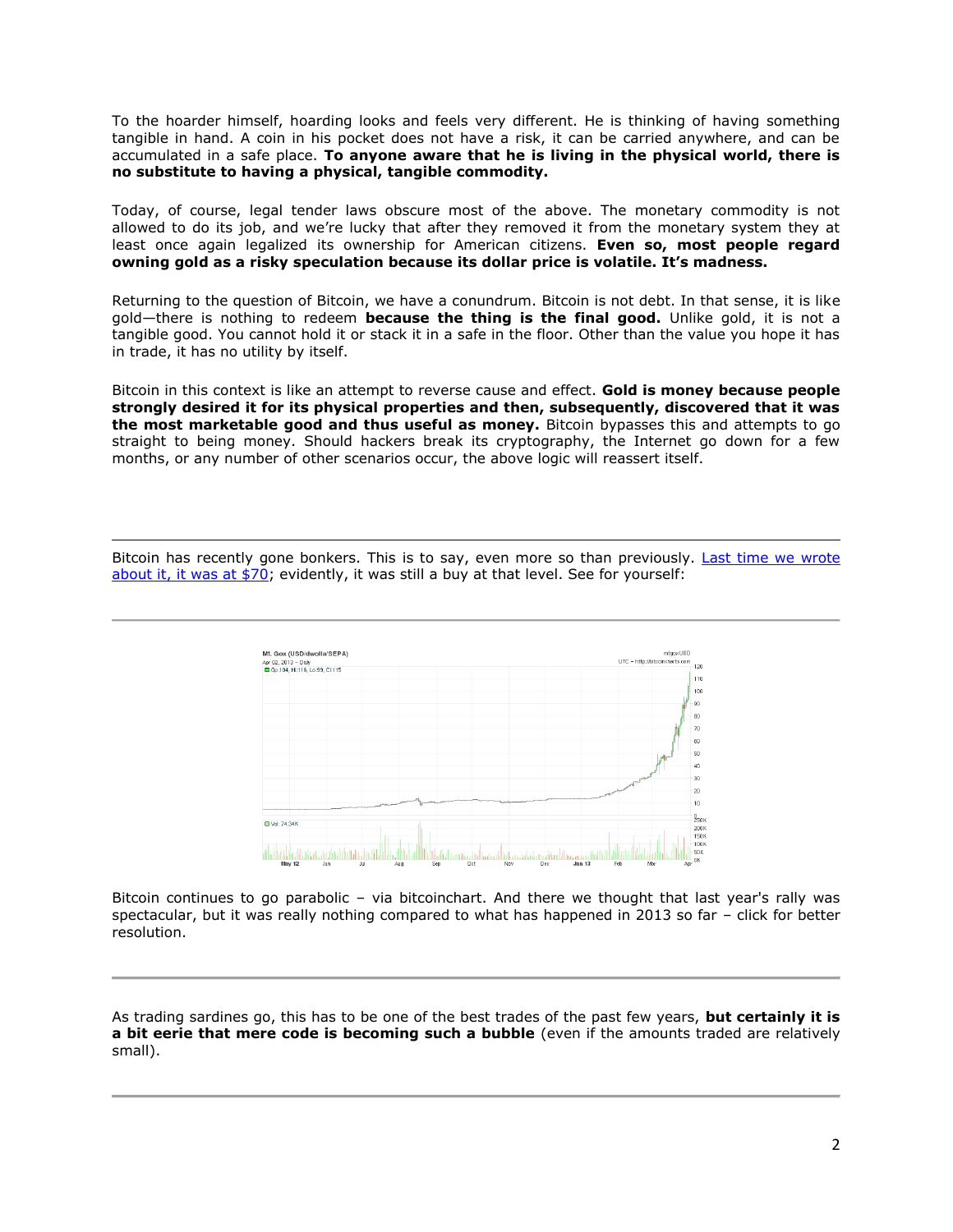To the hoarder himself, hoarding looks and feels very different. He is thinking of having something tangible in hand. A coin in his pocket does not have a risk, it can be carried anywhere, and can be accumulated in a safe place. **To anyone aware that he is living in the physical world, there is no substitute to having a physical, tangible commodity.**

Today, of course, legal tender laws obscure most of the above. The monetary commodity is not allowed to do its job, and we're lucky that after they removed it from the monetary system they at least once again legalized its ownership for American citizens. **Even so, most people regard owning gold as a risky speculation because its dollar price is volatile. It's madness.**

Returning to the question of Bitcoin, we have a conundrum. Bitcoin is not debt. In that sense, it is like gold—there is nothing to redeem **because the thing is the final good.** Unlike gold, it is not a tangible good. You cannot hold it or stack it in a safe in the floor. Other than the value you hope it has in trade, it has no utility by itself.

Bitcoin in this context is like an attempt to reverse cause and effect. **Gold is money because people strongly desired it for its physical properties and then, subsequently, discovered that it was the most marketable good and thus useful as money.** Bitcoin bypasses this and attempts to go straight to being money. Should hackers break its cryptography, the Internet go down for a few months, or any number of other scenarios occur, the above logic will reassert itself.

---

Bitcoin has recently gone bonkers. This is to say, even more so than previously. [Last time we wrote about it, it was at $70]; evidently, it was still a buy at that level. See for yourself:

---

Mt. Gox (USD/dwolla/SEPA)
Apr 02, 2013 – Daily
Op:104, Hi:118, Lo:99, Cl:115
mtgoxUSD
UTC – http://bitcoincharts.com
120
110
100
90
80
70
60
50
40
30
20
10
0
Vol: 74.34K
250K
200K
150K
100K
50K
0K
May 12
Jun
Jul
Aug
Sep
Oct
Nov
Dec
Jan 13
Feb
Mar
Apr

Bitcoin continues to go parabolic – via bitcoinchart. And there we thought that last year's rally was spectacular, but it was really nothing compared to what has happened in 2013 so far – click for better resolution.

---

As trading sardines go, this has to be one of the best trades of the past few years, **but certainly it is a bit eerie that mere code is becoming such a bubble** (even if the amounts traded are relatively small).

---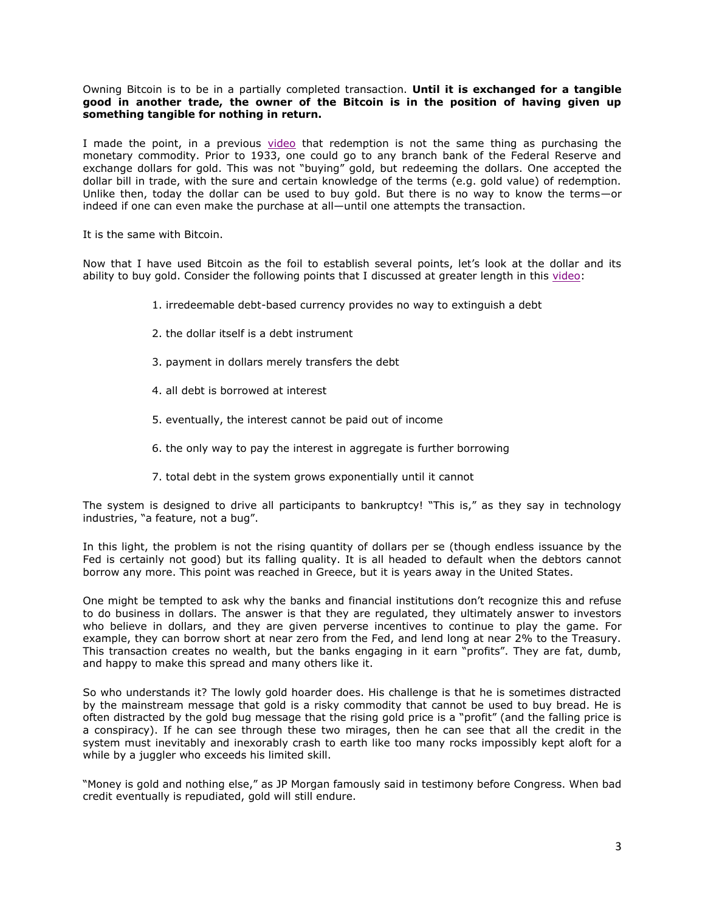Owning Bitcoin is to be in a partially completed transaction. **Until it is exchanged for a tangible good in another trade, the owner of the Bitcoin is in the position of having given up something tangible for nothing in return.**

I made the point, in a previous video that redemption is not the same thing as purchasing the monetary commodity. Prior to 1933, one could go to any branch bank of the Federal Reserve and exchange dollars for gold. This was not "buying" gold, but redeeming the dollars. One accepted the dollar bill in trade, with the sure and certain knowledge of the terms (e.g. gold value) of redemption. Unlike then, today the dollar can be used to buy gold. But there is no way to know the terms—or indeed if one can even make the purchase at all—until one attempts the transaction.

It is the same with Bitcoin.

Now that I have used Bitcoin as the foil to establish several points, let's look at the dollar and its ability to buy gold. Consider the following points that I discussed at greater length in this video:

1. irredeemable debt-based currency provides no way to extinguish a debt
2. the dollar itself is a debt instrument
3. payment in dollars merely transfers the debt
4. all debt is borrowed at interest
5. eventually, the interest cannot be paid out of income
6. the only way to pay the interest in aggregate is further borrowing
7. total debt in the system grows exponentially until it cannot

The system is designed to drive all participants to bankruptcy! "This is," as they say in technology industries, "a feature, not a bug".

In this light, the problem is not the rising quantity of dollars per se (though endless issuance by the Fed is certainly not good) but its falling quality. It is all headed to default when the debtors cannot borrow any more. This point was reached in Greece, but it is years away in the United States.

One might be tempted to ask why the banks and financial institutions don't recognize this and refuse to do business in dollars. The answer is that they are regulated, they ultimately answer to investors who believe in dollars, and they are given perverse incentives to continue to play the game. For example, they can borrow short at near zero from the Fed, and lend long at near 2% to the Treasury. This transaction creates no wealth, but the banks engaging in it earn "profits". They are fat, dumb, and happy to make this spread and many others like it.

So who understands it? The lowly gold hoarder does. His challenge is that he is sometimes distracted by the mainstream message that gold is a risky commodity that cannot be used to buy bread. He is often distracted by the gold bug message that the rising gold price is a "profit" (and the falling price is a conspiracy). If he can see through these two mirages, then he can see that all the credit in the system must inevitably and inexorably crash to earth like too many rocks impossibly kept aloft for a while by a juggler who exceeds his limited skill.

"Money is gold and nothing else," as JP Morgan famously said in testimony before Congress. When bad credit eventually is repudiated, gold will still endure.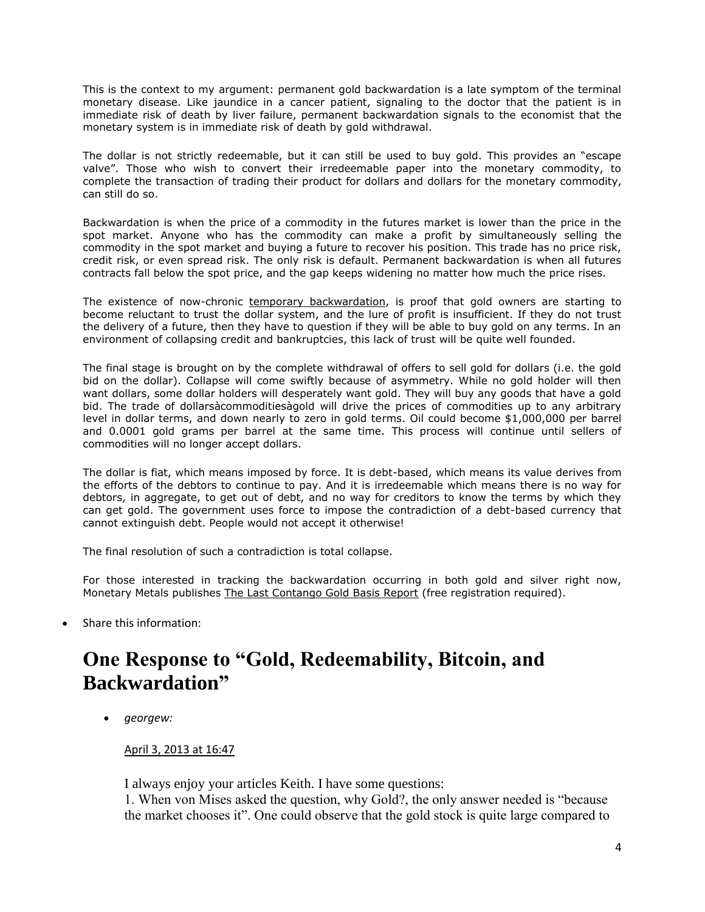This is the context to my argument: permanent gold backwardation is a late symptom of the terminal monetary disease. Like jaundice in a cancer patient, signaling to the doctor that the patient is in immediate risk of death by liver failure, permanent backwardation signals to the economist that the monetary system is in immediate risk of death by gold withdrawal.

The dollar is not strictly redeemable, but it can still be used to buy gold. This provides an "escape valve". Those who wish to convert their irredeemable paper into the monetary commodity, to complete the transaction of trading their product for dollars and dollars for the monetary commodity, can still do so.

Backwardation is when the price of a commodity in the futures market is lower than the price in the spot market. Anyone who has the commodity can make a profit by simultaneously selling the commodity in the spot market and buying a future to recover his position. This trade has no price risk, credit risk, or even spread risk. The only risk is default. Permanent backwardation is when all futures contracts fall below the spot price, and the gap keeps widening no matter how much the price rises.

The existence of now-chronic temporary backwardation, is proof that gold owners are starting to become reluctant to trust the dollar system, and the lure of profit is insufficient. If they do not trust the delivery of a future, then they have to question if they will be able to buy gold on any terms. In an environment of collapsing credit and bankruptcies, this lack of trust will be quite well founded.

The final stage is brought on by the complete withdrawal of offers to sell gold for dollars (i.e. the gold bid on the dollar). Collapse will come swiftly because of asymmetry. While no gold holder will then want dollars, some dollar holders will desperately want gold. They will buy any goods that have a gold bid. The trade of dollarsàcommoditiesàgold will drive the prices of commodities up to any arbitrary level in dollar terms, and down nearly to zero in gold terms. Oil could become $1,000,000 per barrel and 0.0001 gold grams per barrel at the same time. This process will continue until sellers of commodities will no longer accept dollars.

The dollar is fiat, which means imposed by force. It is debt-based, which means its value derives from the efforts of the debtors to continue to pay. And it is irredeemable which means there is no way for debtors, in aggregate, to get out of debt, and no way for creditors to know the terms by which they can get gold. The government uses force to impose the contradiction of a debt-based currency that cannot extinguish debt. People would not accept it otherwise!

The final resolution of such a contradiction is total collapse.

For those interested in tracking the backwardation occurring in both gold and silver right now, Monetary Metals publishes The Last Contango Gold Basis Report (free registration required).

- Share this information:

## One Response to "Gold, Redeemability, Bitcoin, and Backwardation"

- *georgew:*

  April 3, 2013 at 16:47

  I always enjoy your articles Keith. I have some questions:
  1. When von Mises asked the question, why Gold?, the only answer needed is "because the market chooses it". One could observe that the gold stock is quite large compared to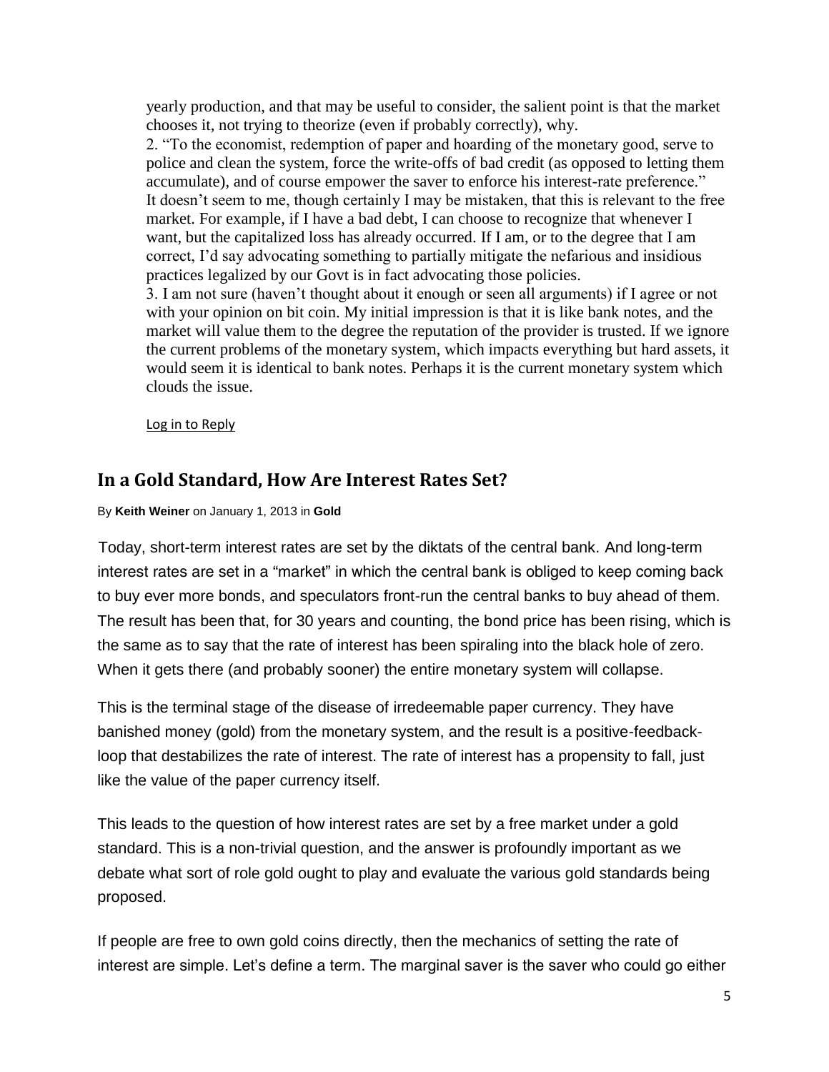yearly production, and that may be useful to consider, the salient point is that the market chooses it, not trying to theorize (even if probably correctly), why.

2. "To the economist, redemption of paper and hoarding of the monetary good, serve to police and clean the system, force the write-offs of bad credit (as opposed to letting them accumulate), and of course empower the saver to enforce his interest-rate preference."
It doesn't seem to me, though certainly I may be mistaken, that this is relevant to the free market. For example, if I have a bad debt, I can choose to recognize that whenever I want, but the capitalized loss has already occurred. If I am, or to the degree that I am correct, I'd say advocating something to partially mitigate the nefarious and insidious practices legalized by our Govt is in fact advocating those policies.

3. I am not sure (haven't thought about it enough or seen all arguments) if I agree or not with your opinion on bit coin. My initial impression is that it is like bank notes, and the market will value them to the degree the reputation of the provider is trusted. If we ignore the current problems of the monetary system, which impacts everything but hard assets, it would seem it is identical to bank notes. Perhaps it is the current monetary system which clouds the issue.

Log in to Reply

## In a Gold Standard, How Are Interest Rates Set?

By **Keith Weiner** on January 1, 2013 in **Gold**

Today, short-term interest rates are set by the diktats of the central bank. And long-term interest rates are set in a "market" in which the central bank is obliged to keep coming back to buy ever more bonds, and speculators front-run the central banks to buy ahead of them. The result has been that, for 30 years and counting, the bond price has been rising, which is the same as to say that the rate of interest has been spiraling into the black hole of zero. When it gets there (and probably sooner) the entire monetary system will collapse.

This is the terminal stage of the disease of irredeemable paper currency. They have banished money (gold) from the monetary system, and the result is a positive-feedback-loop that destabilizes the rate of interest. The rate of interest has a propensity to fall, just like the value of the paper currency itself.

This leads to the question of how interest rates are set by a free market under a gold standard. This is a non-trivial question, and the answer is profoundly important as we debate what sort of role gold ought to play and evaluate the various gold standards being proposed.

If people are free to own gold coins directly, then the mechanics of setting the rate of interest are simple. Let's define a term. The marginal saver is the saver who could go either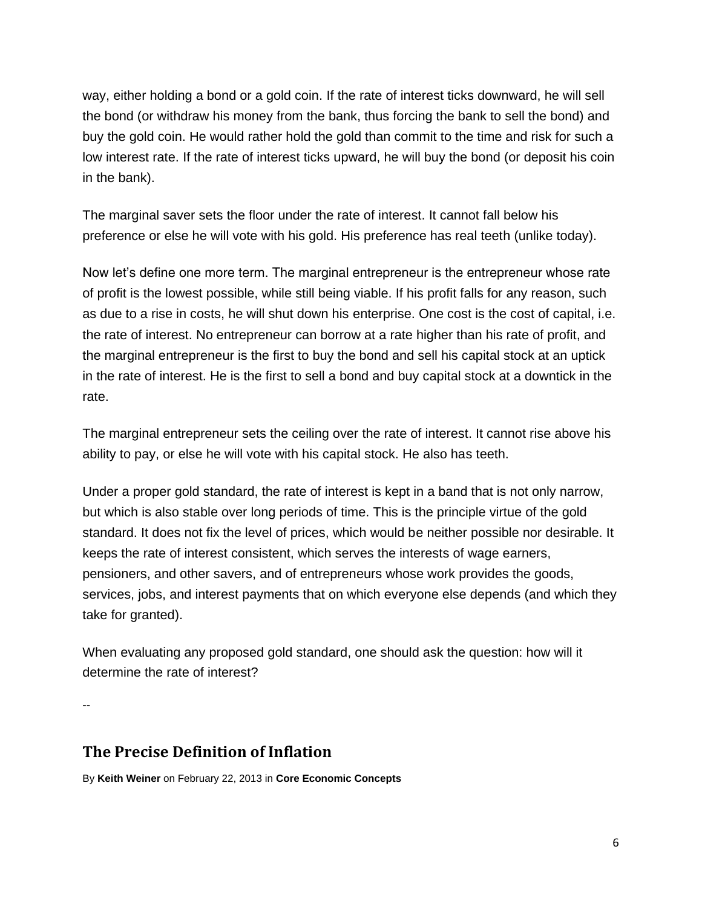way, either holding a bond or a gold coin. If the rate of interest ticks downward, he will sell the bond (or withdraw his money from the bank, thus forcing the bank to sell the bond) and buy the gold coin. He would rather hold the gold than commit to the time and risk for such a low interest rate. If the rate of interest ticks upward, he will buy the bond (or deposit his coin in the bank).

The marginal saver sets the floor under the rate of interest. It cannot fall below his preference or else he will vote with his gold. His preference has real teeth (unlike today).

Now let's define one more term. The marginal entrepreneur is the entrepreneur whose rate of profit is the lowest possible, while still being viable. If his profit falls for any reason, such as due to a rise in costs, he will shut down his enterprise. One cost is the cost of capital, i.e. the rate of interest. No entrepreneur can borrow at a rate higher than his rate of profit, and the marginal entrepreneur is the first to buy the bond and sell his capital stock at an uptick in the rate of interest. He is the first to sell a bond and buy capital stock at a downtick in the rate.

The marginal entrepreneur sets the ceiling over the rate of interest. It cannot rise above his ability to pay, or else he will vote with his capital stock. He also has teeth.

Under a proper gold standard, the rate of interest is kept in a band that is not only narrow, but which is also stable over long periods of time. This is the principle virtue of the gold standard. It does not fix the level of prices, which would be neither possible nor desirable. It keeps the rate of interest consistent, which serves the interests of wage earners, pensioners, and other savers, and of entrepreneurs whose work provides the goods, services, jobs, and interest payments that on which everyone else depends (and which they take for granted).

When evaluating any proposed gold standard, one should ask the question: how will it determine the rate of interest?

--

## The Precise Definition of Inflation

By **Keith Weiner** on February 22, 2013 in **Core Economic Concepts**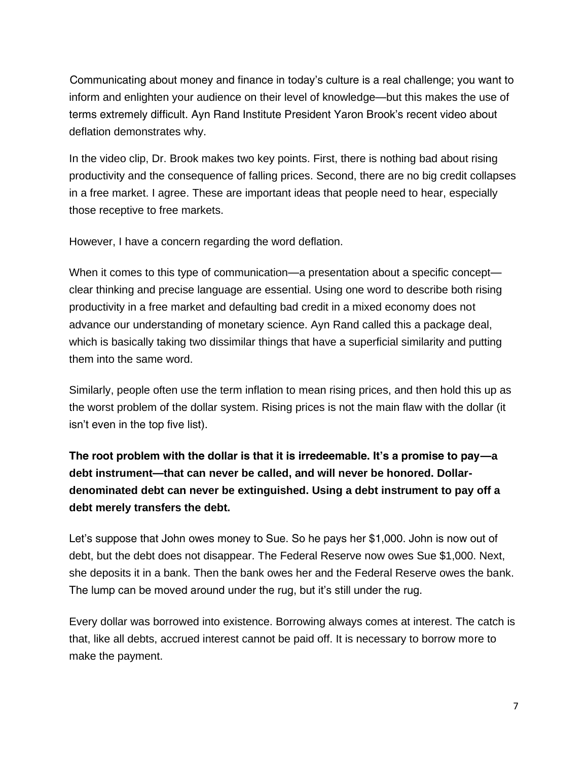Communicating about money and finance in today's culture is a real challenge; you want to inform and enlighten your audience on their level of knowledge—but this makes the use of terms extremely difficult. Ayn Rand Institute President Yaron Brook's recent video about deflation demonstrates why.

In the video clip, Dr. Brook makes two key points. First, there is nothing bad about rising productivity and the consequence of falling prices. Second, there are no big credit collapses in a free market. I agree. These are important ideas that people need to hear, especially those receptive to free markets.

However, I have a concern regarding the word deflation.

When it comes to this type of communication—a presentation about a specific concept—clear thinking and precise language are essential. Using one word to describe both rising productivity in a free market and defaulting bad credit in a mixed economy does not advance our understanding of monetary science. Ayn Rand called this a package deal, which is basically taking two dissimilar things that have a superficial similarity and putting them into the same word.

Similarly, people often use the term inflation to mean rising prices, and then hold this up as the worst problem of the dollar system. Rising prices is not the main flaw with the dollar (it isn't even in the top five list).

**The root problem with the dollar is that it is irredeemable. It's a promise to pay—a debt instrument—that can never be called, and will never be honored. Dollar-denominated debt can never be extinguished. Using a debt instrument to pay off a debt merely transfers the debt.**

Let's suppose that John owes money to Sue. So he pays her $1,000. John is now out of debt, but the debt does not disappear. The Federal Reserve now owes Sue $1,000. Next, she deposits it in a bank. Then the bank owes her and the Federal Reserve owes the bank. The lump can be moved around under the rug, but it's still under the rug.

Every dollar was borrowed into existence. Borrowing always comes at interest. The catch is that, like all debts, accrued interest cannot be paid off. It is necessary to borrow more to make the payment.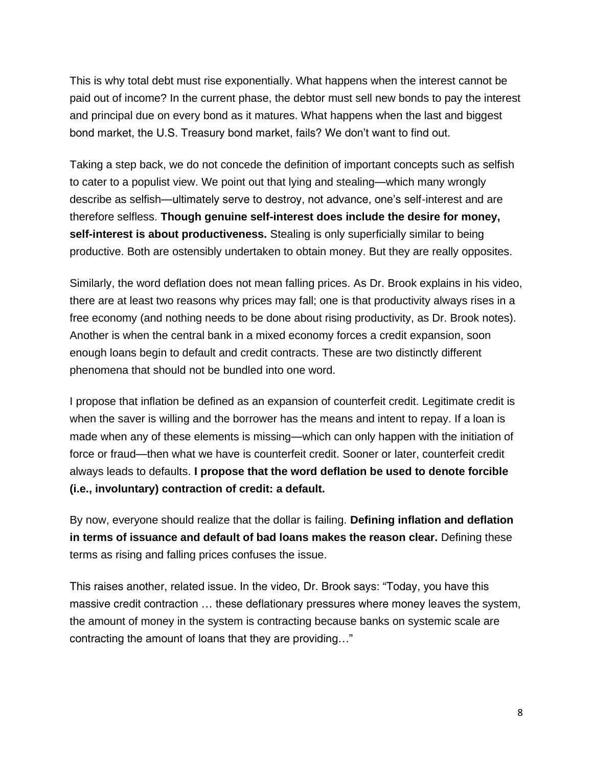This is why total debt must rise exponentially. What happens when the interest cannot be paid out of income? In the current phase, the debtor must sell new bonds to pay the interest and principal due on every bond as it matures. What happens when the last and biggest bond market, the U.S. Treasury bond market, fails? We don't want to find out.

Taking a step back, we do not concede the definition of important concepts such as selfish to cater to a populist view. We point out that lying and stealing—which many wrongly describe as selfish—ultimately serve to destroy, not advance, one's self-interest and are therefore selfless. **Though genuine self-interest does include the desire for money, self-interest is about productiveness.** Stealing is only superficially similar to being productive. Both are ostensibly undertaken to obtain money. But they are really opposites.

Similarly, the word deflation does not mean falling prices. As Dr. Brook explains in his video, there are at least two reasons why prices may fall; one is that productivity always rises in a free economy (and nothing needs to be done about rising productivity, as Dr. Brook notes). Another is when the central bank in a mixed economy forces a credit expansion, soon enough loans begin to default and credit contracts. These are two distinctly different phenomena that should not be bundled into one word.

I propose that inflation be defined as an expansion of counterfeit credit. Legitimate credit is when the saver is willing and the borrower has the means and intent to repay. If a loan is made when any of these elements is missing—which can only happen with the initiation of force or fraud—then what we have is counterfeit credit. Sooner or later, counterfeit credit always leads to defaults. **I propose that the word deflation be used to denote forcible (i.e., involuntary) contraction of credit: a default.**

By now, everyone should realize that the dollar is failing. **Defining inflation and deflation in terms of issuance and default of bad loans makes the reason clear.** Defining these terms as rising and falling prices confuses the issue.

This raises another, related issue. In the video, Dr. Brook says: "Today, you have this massive credit contraction … these deflationary pressures where money leaves the system, the amount of money in the system is contracting because banks on systemic scale are contracting the amount of loans that they are providing…"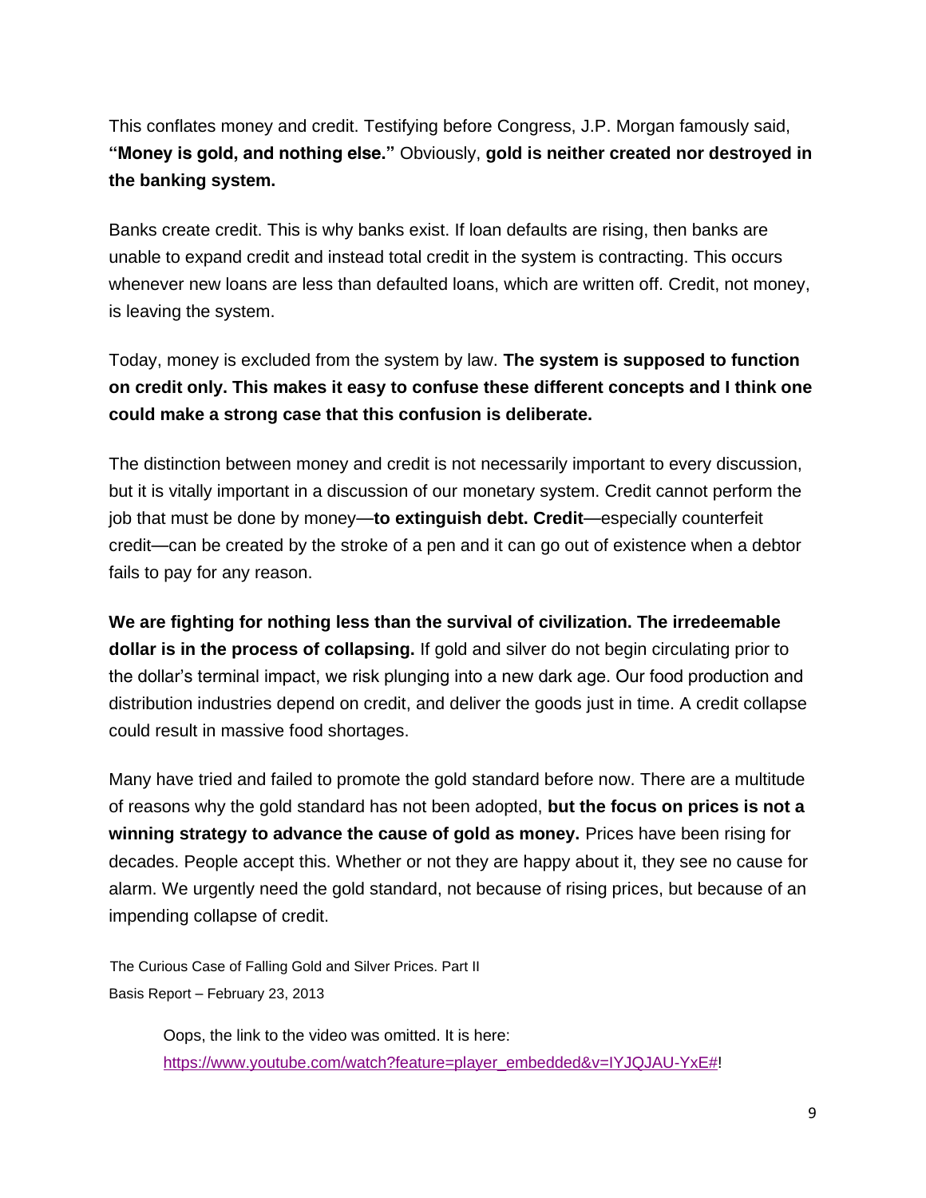This conflates money and credit. Testifying before Congress, J.P. Morgan famously said, **"Money is gold, and nothing else."** Obviously, **gold is neither created nor destroyed in the banking system.**

Banks create credit. This is why banks exist. If loan defaults are rising, then banks are unable to expand credit and instead total credit in the system is contracting. This occurs whenever new loans are less than defaulted loans, which are written off. Credit, not money, is leaving the system.

Today, money is excluded from the system by law. **The system is supposed to function on credit only. This makes it easy to confuse these different concepts and I think one could make a strong case that this confusion is deliberate.**

The distinction between money and credit is not necessarily important to every discussion, but it is vitally important in a discussion of our monetary system. Credit cannot perform the job that must be done by money—**to extinguish debt. Credit**—especially counterfeit credit—can be created by the stroke of a pen and it can go out of existence when a debtor fails to pay for any reason.

**We are fighting for nothing less than the survival of civilization. The irredeemable dollar is in the process of collapsing.** If gold and silver do not begin circulating prior to the dollar's terminal impact, we risk plunging into a new dark age. Our food production and distribution industries depend on credit, and deliver the goods just in time. A credit collapse could result in massive food shortages.

Many have tried and failed to promote the gold standard before now. There are a multitude of reasons why the gold standard has not been adopted, **but the focus on prices is not a winning strategy to advance the cause of gold as money.** Prices have been rising for decades. People accept this. Whether or not they are happy about it, they see no cause for alarm. We urgently need the gold standard, not because of rising prices, but because of an impending collapse of credit.

The Curious Case of Falling Gold and Silver Prices. Part II
Basis Report – February 23, 2013

> Oops, the link to the video was omitted. It is here:
> [https://www.youtube.com/watch?feature=player_embedded&v=IYJQJAU-YxE#](https://www.youtube.com/watch?feature=player_embedded&v=IYJQJAU-YxE#)!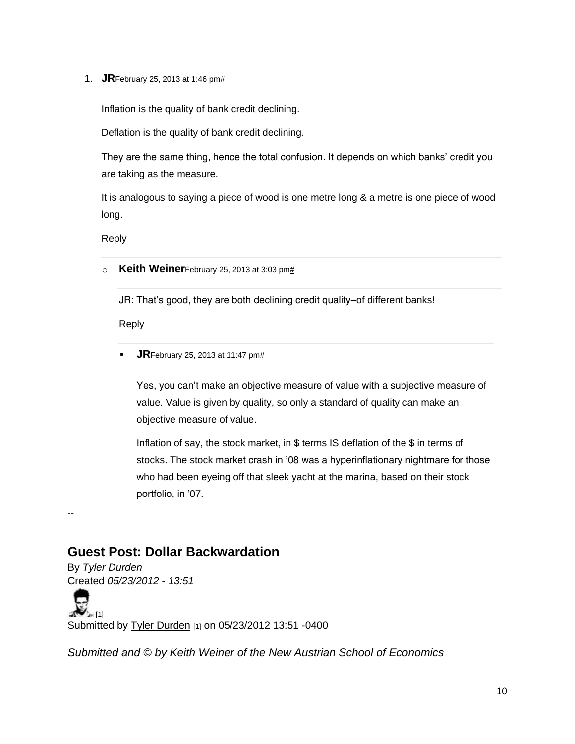1. **JR**February 25, 2013 at 1:46 pm#

   Inflation is the quality of bank credit declining.

   Deflation is the quality of bank credit declining.

   They are the same thing, hence the total confusion. It depends on which banks' credit you are taking as the measure.

   It is analogous to saying a piece of wood is one metre long & a metre is one piece of wood long.

   Reply

   - **Keith Weiner**February 25, 2013 at 3:03 pm#

     JR: That's good, they are both declining credit quality–of different banks!

     Reply

     - **JR**February 25, 2013 at 11:47 pm#

       Yes, you can't make an objective measure of value with a subjective measure of value. Value is given by quality, so only a standard of quality can make an objective measure of value.

       Inflation of say, the stock market, in $ terms IS deflation of the $ in terms of stocks. The stock market crash in '08 was a hyperinflationary nightmare for those who had been eyeing off that sleek yacht at the marina, based on their stock portfolio, in '07.

--

## Guest Post: Dollar Backwardation

By *Tyler Durden*
Created *05/23/2012 - 13:51*

[1]
Submitted by Tyler Durden [1] on 05/23/2012 13:51 -0400

*Submitted and © by Keith Weiner of the New Austrian School of Economics*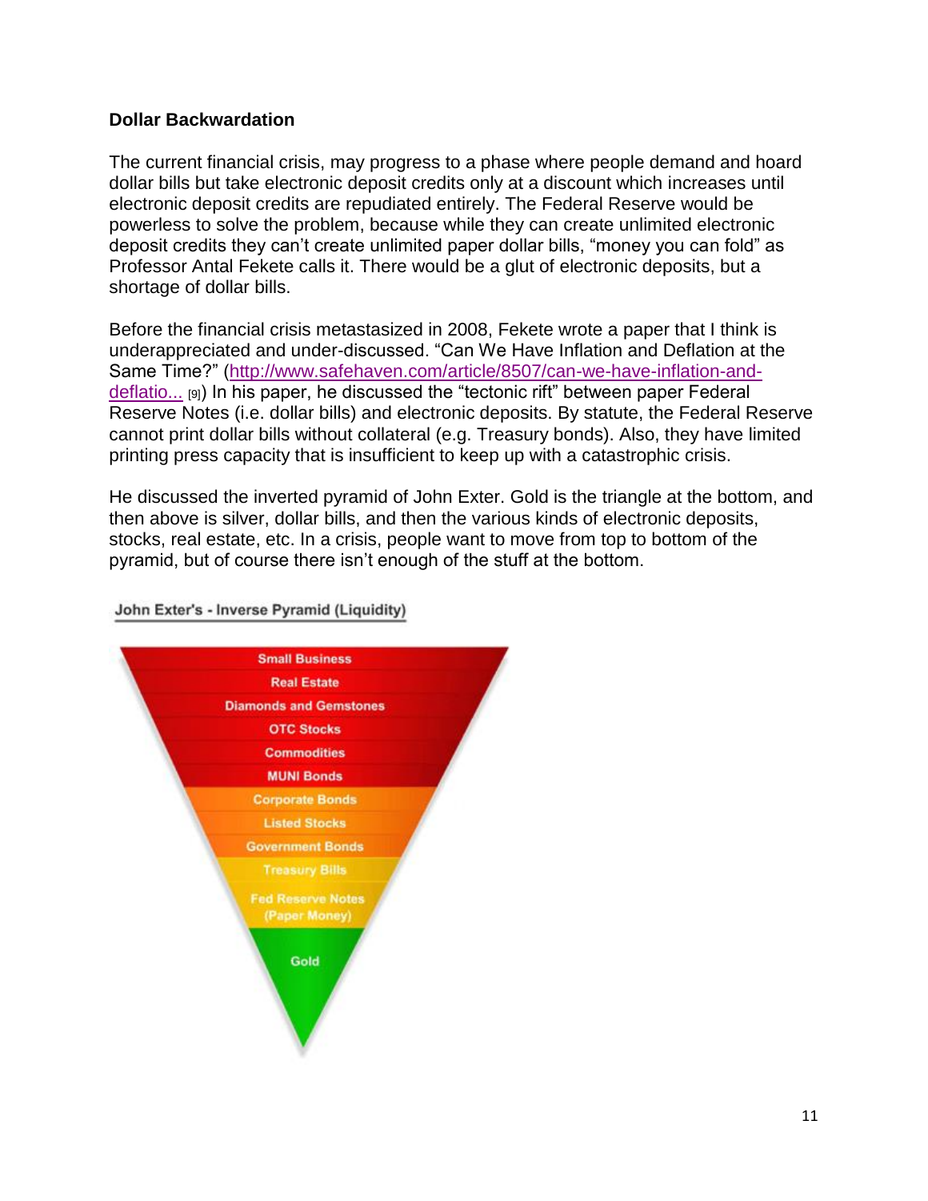**Dollar Backwardation**

The current financial crisis, may progress to a phase where people demand and hoard dollar bills but take electronic deposit credits only at a discount which increases until electronic deposit credits are repudiated entirely. The Federal Reserve would be powerless to solve the problem, because while they can create unlimited electronic deposit credits they can't create unlimited paper dollar bills, "money you can fold" as Professor Antal Fekete calls it. There would be a glut of electronic deposits, but a shortage of dollar bills.

Before the financial crisis metastasized in 2008, Fekete wrote a paper that I think is underappreciated and under-discussed. "Can We Have Inflation and Deflation at the Same Time?" (http://www.safehaven.com/article/8507/can-we-have-inflation-and-deflatio... [9]) In his paper, he discussed the "tectonic rift" between paper Federal Reserve Notes (i.e. dollar bills) and electronic deposits. By statute, the Federal Reserve cannot print dollar bills without collateral (e.g. Treasury bonds). Also, they have limited printing press capacity that is insufficient to keep up with a catastrophic crisis.

He discussed the inverted pyramid of John Exter. Gold is the triangle at the bottom, and then above is silver, dollar bills, and then the various kinds of electronic deposits, stocks, real estate, etc. In a crisis, people want to move from top to bottom of the pyramid, but of course there isn't enough of the stuff at the bottom.

John Exter's - Inverse Pyramid (Liquidity)

Small Business
Real Estate
Diamonds and Gemstones
OTC Stocks
Commodities
MUNI Bonds
Corporate Bonds
Listed Stocks
Government Bonds
Treasury Bills
Fed Reserve Notes (Paper Money)
Gold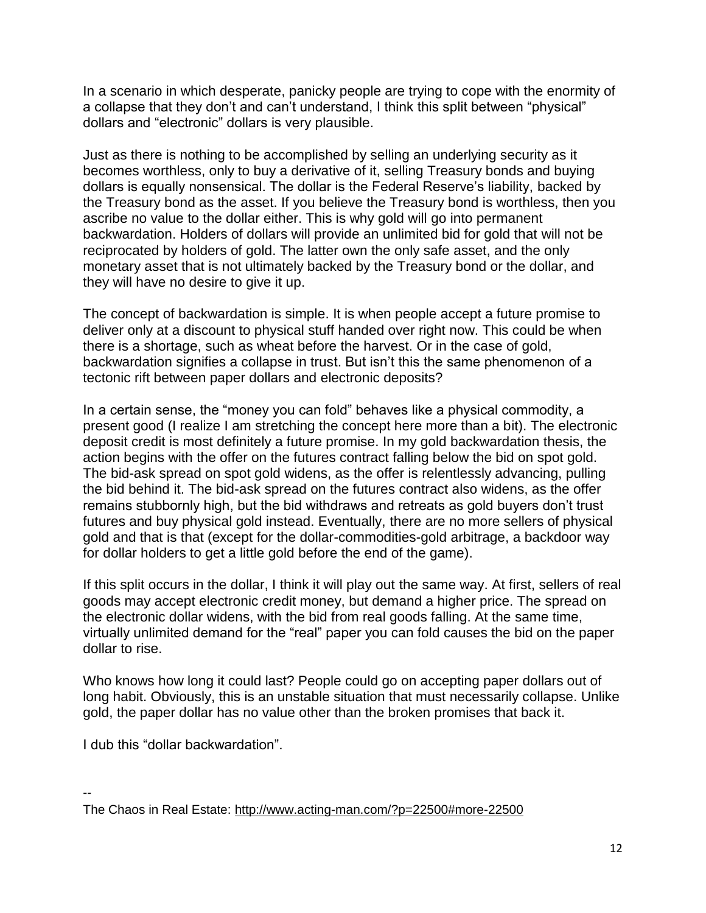In a scenario in which desperate, panicky people are trying to cope with the enormity of a collapse that they don't and can't understand, I think this split between "physical" dollars and "electronic" dollars is very plausible.

Just as there is nothing to be accomplished by selling an underlying security as it becomes worthless, only to buy a derivative of it, selling Treasury bonds and buying dollars is equally nonsensical. The dollar is the Federal Reserve's liability, backed by the Treasury bond as the asset. If you believe the Treasury bond is worthless, then you ascribe no value to the dollar either. This is why gold will go into permanent backwardation. Holders of dollars will provide an unlimited bid for gold that will not be reciprocated by holders of gold. The latter own the only safe asset, and the only monetary asset that is not ultimately backed by the Treasury bond or the dollar, and they will have no desire to give it up.

The concept of backwardation is simple. It is when people accept a future promise to deliver only at a discount to physical stuff handed over right now. This could be when there is a shortage, such as wheat before the harvest. Or in the case of gold, backwardation signifies a collapse in trust. But isn't this the same phenomenon of a tectonic rift between paper dollars and electronic deposits?

In a certain sense, the "money you can fold" behaves like a physical commodity, a present good (I realize I am stretching the concept here more than a bit). The electronic deposit credit is most definitely a future promise. In my gold backwardation thesis, the action begins with the offer on the futures contract falling below the bid on spot gold. The bid-ask spread on spot gold widens, as the offer is relentlessly advancing, pulling the bid behind it. The bid-ask spread on the futures contract also widens, as the offer remains stubbornly high, but the bid withdraws and retreats as gold buyers don't trust futures and buy physical gold instead. Eventually, there are no more sellers of physical gold and that is that (except for the dollar-commodities-gold arbitrage, a backdoor way for dollar holders to get a little gold before the end of the game).

If this split occurs in the dollar, I think it will play out the same way. At first, sellers of real goods may accept electronic credit money, but demand a higher price. The spread on the electronic dollar widens, with the bid from real goods falling. At the same time, virtually unlimited demand for the "real" paper you can fold causes the bid on the paper dollar to rise.

Who knows how long it could last? People could go on accepting paper dollars out of long habit. Obviously, this is an unstable situation that must necessarily collapse. Unlike gold, the paper dollar has no value other than the broken promises that back it.

I dub this "dollar backwardation".

--

The Chaos in Real Estate: http://www.acting-man.com/?p=22500#more-22500